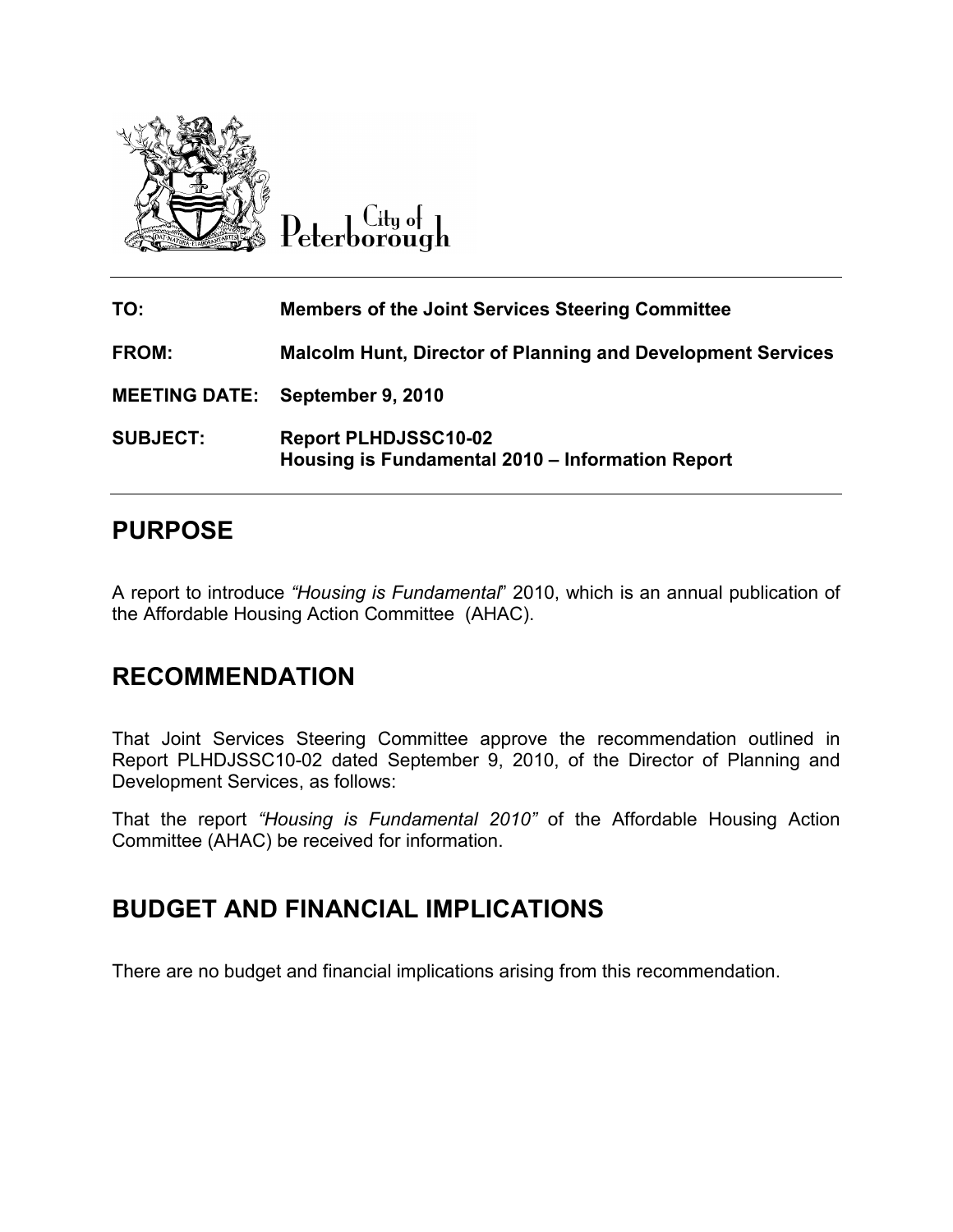City of Peterborough

| | |
|---|---|
| **TO:** | **Members of the Joint Services Steering Committee** |
| **FROM:** | **Malcolm Hunt, Director of Planning and Development Services** |
| **MEETING DATE:** | **September 9, 2010** |
| **SUBJECT:** | **Report PLHDJSSC10-02**<br>**Housing is Fundamental 2010 – Information Report** |

## PURPOSE

A report to introduce *"Housing is Fundamental*" 2010, which is an annual publication of the Affordable Housing Action Committee (AHAC).

## RECOMMENDATION

That Joint Services Steering Committee approve the recommendation outlined in Report PLHDJSSC10-02 dated September 9, 2010, of the Director of Planning and Development Services, as follows:

That the report *"Housing is Fundamental 2010"* of the Affordable Housing Action Committee (AHAC) be received for information.

## BUDGET AND FINANCIAL IMPLICATIONS

There are no budget and financial implications arising from this recommendation.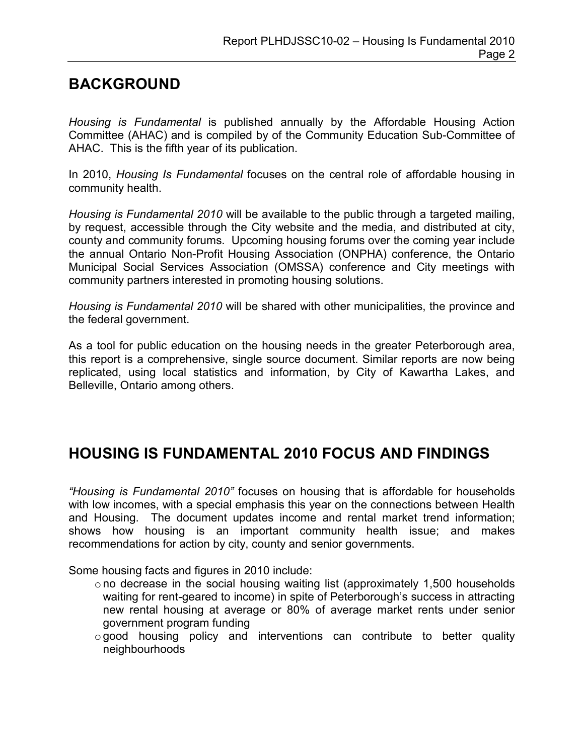## BACKGROUND

*Housing is Fundamental* is published annually by the Affordable Housing Action Committee (AHAC) and is compiled by of the Community Education Sub-Committee of AHAC. This is the fifth year of its publication.

In 2010, *Housing Is Fundamental* focuses on the central role of affordable housing in community health.

*Housing is Fundamental 2010* will be available to the public through a targeted mailing, by request, accessible through the City website and the media, and distributed at city, county and community forums. Upcoming housing forums over the coming year include the annual Ontario Non-Profit Housing Association (ONPHA) conference, the Ontario Municipal Social Services Association (OMSSA) conference and City meetings with community partners interested in promoting housing solutions.

*Housing is Fundamental 2010* will be shared with other municipalities, the province and the federal government.

As a tool for public education on the housing needs in the greater Peterborough area, this report is a comprehensive, single source document. Similar reports are now being replicated, using local statistics and information, by City of Kawartha Lakes, and Belleville, Ontario among others.

## HOUSING IS FUNDAMENTAL 2010 FOCUS AND FINDINGS

*"Housing is Fundamental 2010"* focuses on housing that is affordable for households with low incomes, with a special emphasis this year on the connections between Health and Housing. The document updates income and rental market trend information; shows how housing is an important community health issue; and makes recommendations for action by city, county and senior governments.

Some housing facts and figures in 2010 include:

- no decrease in the social housing waiting list (approximately 1,500 households waiting for rent-geared to income) in spite of Peterborough's success in attracting new rental housing at average or 80% of average market rents under senior government program funding
- good housing policy and interventions can contribute to better quality neighbourhoods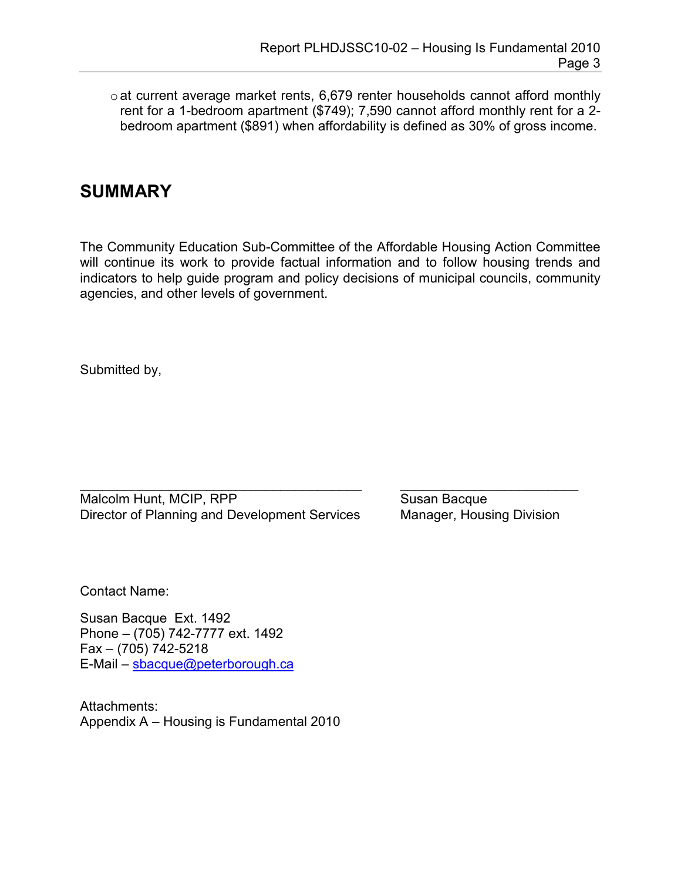- at current average market rents, 6,679 renter households cannot afford monthly rent for a 1-bedroom apartment ($749); 7,590 cannot afford monthly rent for a 2-bedroom apartment ($891) when affordability is defined as 30% of gross income.

## SUMMARY

The Community Education Sub-Committee of the Affordable Housing Action Committee will continue its work to provide factual information and to follow housing trends and indicators to help guide program and policy decisions of municipal councils, community agencies, and other levels of government.

Submitted by,

| | |
|---|---|
| Malcolm Hunt, MCIP, RPP | Susan Bacque |
| Director of Planning and Development Services | Manager, Housing Division |

Contact Name:

Susan Bacque Ext. 1492
Phone – (705) 742-7777 ext. 1492
Fax – (705) 742-5218
E-Mail – sbacque@peterborough.ca

Attachments:
Appendix A – Housing is Fundamental 2010